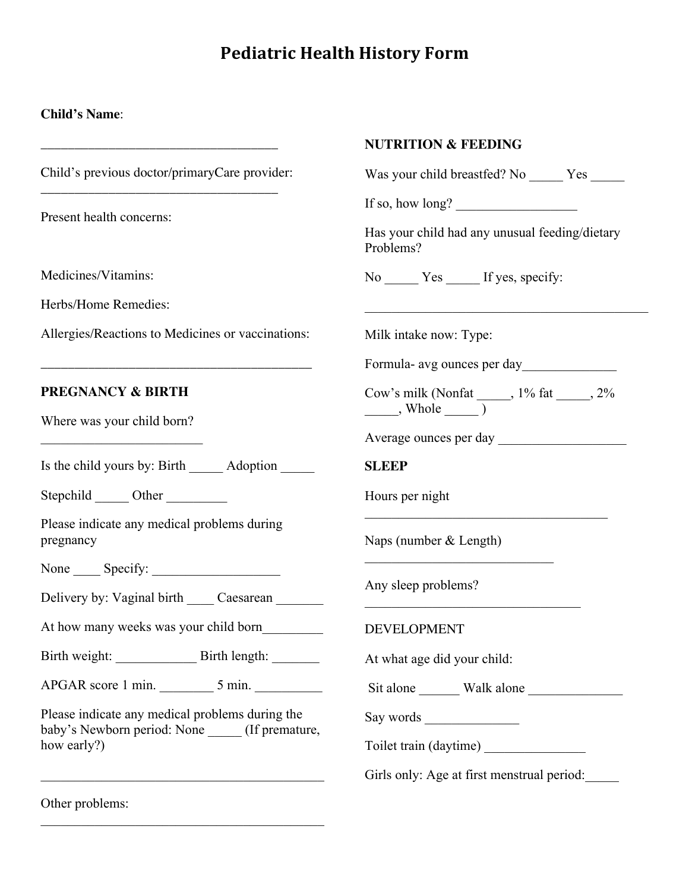# Pediatric Health History Form

**Child's Name**:

____________________________________

Child's previous doctor/primaryCare provider: ____________________________________

Present health concerns:

Medicines/Vitamins:

Herbs/Home Remedies:

Allergies/Reactions to Medicines or vaccinations:

_________________________________________

**PREGNANCY & BIRTH**

Where was your child born? ________________________

Is the child yours by: Birth _____ Adoption _____

Stepchild _____ Other _________

Please indicate any medical problems during pregnancy

None ____ Specify: ___________________

Delivery by: Vaginal birth ____ Caesarean _______

At how many weeks was your child born_________

Birth weight: ____________ Birth length: _______

APGAR score 1 min. ________ 5 min. __________

Please indicate any medical problems during the baby's Newborn period: None _____ (If premature, how early?)

___________________________________________

Other problems: ___________________________________________

**NUTRITION & FEEDING**

Was your child breastfed? No _____ Yes _____

If so, how long? __________________

Has your child had any unusual feeding/dietary Problems?

No _____ Yes _____ If yes, specify:

___________________________________________

Milk intake now: Type:

Formula- avg ounces per day______________

Cow's milk (Nonfat _____, 1% fat _____, 2% _____, Whole _____ )

Average ounces per day ___________________

**SLEEP**

Hours per night

_____________________________________

Naps (number & Length)

_____________________________

Any sleep problems?

_________________________________

DEVELOPMENT

At what age did your child:

Sit alone ______ Walk alone ______________

Say words ______________

Toilet train (daytime) _______________

Girls only: Age at first menstrual period:_____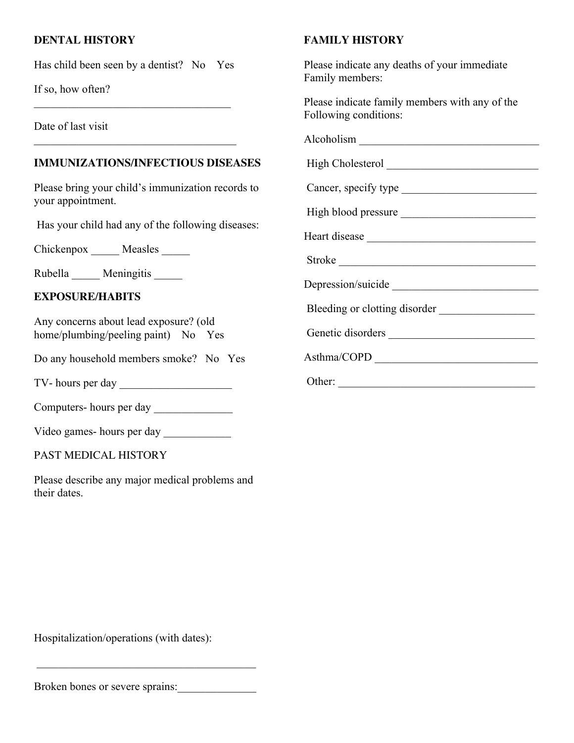## DENTAL HISTORY

Has child been seen by a dentist? No Yes

If so, how often?

____________________________________

Date of last visit

____________________________________

## IMMUNIZATIONS/INFECTIOUS DISEASES

Please bring your child's immunization records to your appointment.

Has your child had any of the following diseases:

Chickenpox _____ Measles _____

Rubella _____ Meningitis _____

## EXPOSURE/HABITS

Any concerns about lead exposure? (old home/plumbing/peeling paint) No Yes

Do any household members smoke? No Yes

TV- hours per day ____________________

Computers- hours per day ______________

Video games- hours per day ____________

PAST MEDICAL HISTORY

Please describe any major medical problems and their dates.

Hospitalization/operations (with dates):

________________________________________

Broken bones or severe sprains:______________

## FAMILY HISTORY

Please indicate any deaths of your immediate Family members:

Please indicate family members with any of the Following conditions:

Alcoholism ________________________________

High Cholesterol ____________________________

Cancer, specify type ________________________

High blood pressure ________________________

Heart disease ______________________________

Stroke ____________________________________

Depression/suicide __________________________

Bleeding or clotting disorder _________________

Genetic disorders __________________________

Asthma/COPD _____________________________

Other: ____________________________________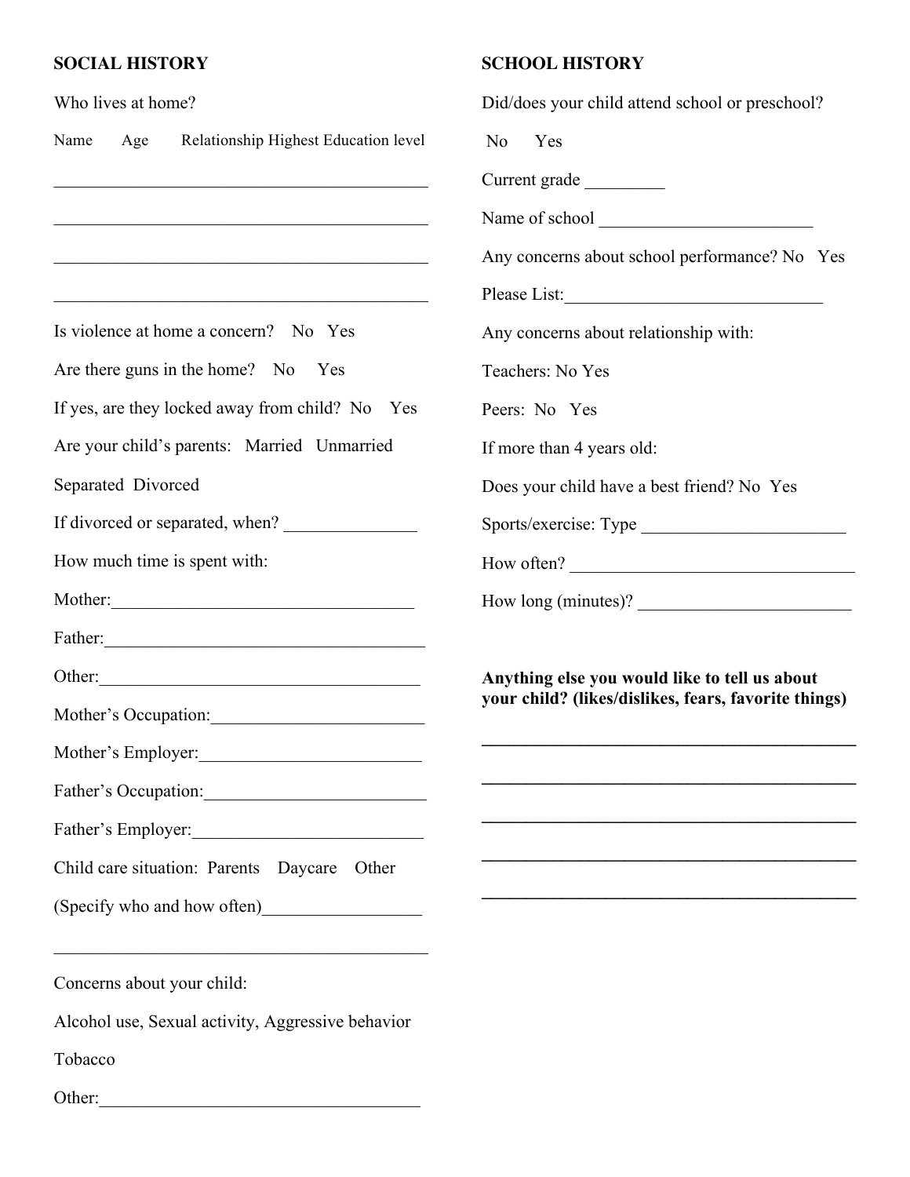**SOCIAL HISTORY**

Who lives at home?

Name Age Relationship Highest Education level

\_\_\_\_\_\_\_\_\_\_\_\_\_\_\_\_\_\_\_\_\_\_\_\_\_\_\_\_\_\_\_\_\_\_\_\_\_\_\_\_\_\_\_\_

\_\_\_\_\_\_\_\_\_\_\_\_\_\_\_\_\_\_\_\_\_\_\_\_\_\_\_\_\_\_\_\_\_\_\_\_\_\_\_\_\_\_\_\_

\_\_\_\_\_\_\_\_\_\_\_\_\_\_\_\_\_\_\_\_\_\_\_\_\_\_\_\_\_\_\_\_\_\_\_\_\_\_\_\_\_\_\_\_

\_\_\_\_\_\_\_\_\_\_\_\_\_\_\_\_\_\_\_\_\_\_\_\_\_\_\_\_\_\_\_\_\_\_\_\_\_\_\_\_\_\_\_\_

Is violence at home a concern? No Yes

Are there guns in the home? No Yes

If yes, are they locked away from child? No Yes

Are your child's parents: Married Unmarried

Separated Divorced

If divorced or separated, when? \_\_\_\_\_\_\_\_\_\_\_\_\_\_\_

How much time is spent with:

Mother:\_\_\_\_\_\_\_\_\_\_\_\_\_\_\_\_\_\_\_\_\_\_\_\_\_\_\_\_\_\_\_\_\_\_\_

Father:\_\_\_\_\_\_\_\_\_\_\_\_\_\_\_\_\_\_\_\_\_\_\_\_\_\_\_\_\_\_\_\_\_\_\_\_

Other:\_\_\_\_\_\_\_\_\_\_\_\_\_\_\_\_\_\_\_\_\_\_\_\_\_\_\_\_\_\_\_\_\_\_\_\_\_

Mother's Occupation:\_\_\_\_\_\_\_\_\_\_\_\_\_\_\_\_\_\_\_\_\_\_\_\_\_

Mother's Employer:\_\_\_\_\_\_\_\_\_\_\_\_\_\_\_\_\_\_\_\_\_\_\_\_\_

Father's Occupation:\_\_\_\_\_\_\_\_\_\_\_\_\_\_\_\_\_\_\_\_\_\_\_\_\_

Father's Employer:\_\_\_\_\_\_\_\_\_\_\_\_\_\_\_\_\_\_\_\_\_\_\_\_\_\_

Child care situation: Parents Daycare Other

(Specify who and how often)\_\_\_\_\_\_\_\_\_\_\_\_\_\_\_\_\_\_

\_\_\_\_\_\_\_\_\_\_\_\_\_\_\_\_\_\_\_\_\_\_\_\_\_\_\_\_\_\_\_\_\_\_\_\_\_\_\_\_\_\_\_\_

Concerns about your child:

Alcohol use, Sexual activity, Aggressive behavior

Tobacco

Other:\_\_\_\_\_\_\_\_\_\_\_\_\_\_\_\_\_\_\_\_\_\_\_\_\_\_\_\_\_\_\_\_\_\_\_\_\_

**SCHOOL HISTORY**

Did/does your child attend school or preschool?

No Yes

Current grade \_\_\_\_\_\_\_\_\_

Name of school \_\_\_\_\_\_\_\_\_\_\_\_\_\_\_\_\_\_\_\_\_\_\_\_\_

Any concerns about school performance? No Yes

Please List:\_\_\_\_\_\_\_\_\_\_\_\_\_\_\_\_\_\_\_\_\_\_\_\_\_\_\_\_\_\_

Any concerns about relationship with:

Teachers: No Yes

Peers: No Yes

If more than 4 years old:

Does your child have a best friend? No Yes

Sports/exercise: Type \_\_\_\_\_\_\_\_\_\_\_\_\_\_\_\_\_\_\_\_\_\_\_\_

How often? \_\_\_\_\_\_\_\_\_\_\_\_\_\_\_\_\_\_\_\_\_\_\_\_\_\_\_\_\_\_\_\_\_

How long (minutes)? \_\_\_\_\_\_\_\_\_\_\_\_\_\_\_\_\_\_\_\_\_\_\_\_\_

**Anything else you would like to tell us about your child? (likes/dislikes, fears, favorite things)**

\_\_\_\_\_\_\_\_\_\_\_\_\_\_\_\_\_\_\_\_\_\_\_\_\_\_\_\_\_\_\_\_\_\_\_\_\_\_\_\_\_\_\_\_

\_\_\_\_\_\_\_\_\_\_\_\_\_\_\_\_\_\_\_\_\_\_\_\_\_\_\_\_\_\_\_\_\_\_\_\_\_\_\_\_\_\_\_\_

\_\_\_\_\_\_\_\_\_\_\_\_\_\_\_\_\_\_\_\_\_\_\_\_\_\_\_\_\_\_\_\_\_\_\_\_\_\_\_\_\_\_\_\_

\_\_\_\_\_\_\_\_\_\_\_\_\_\_\_\_\_\_\_\_\_\_\_\_\_\_\_\_\_\_\_\_\_\_\_\_\_\_\_\_\_\_\_\_

\_\_\_\_\_\_\_\_\_\_\_\_\_\_\_\_\_\_\_\_\_\_\_\_\_\_\_\_\_\_\_\_\_\_\_\_\_\_\_\_\_\_\_\_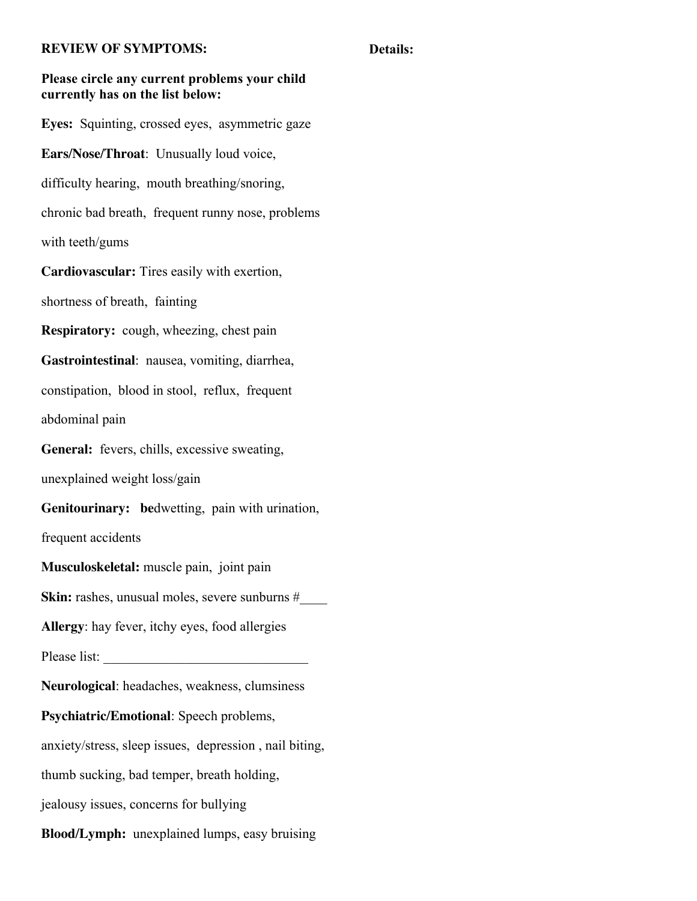**REVIEW OF SYMPTOMS:** **Details:**

**Please circle any current problems your child currently has on the list below:**

**Eyes:** Squinting, crossed eyes, asymmetric gaze

**Ears/Nose/Throat**: Unusually loud voice, difficulty hearing, mouth breathing/snoring, chronic bad breath, frequent runny nose, problems with teeth/gums

**Cardiovascular:** Tires easily with exertion, shortness of breath, fainting

**Respiratory:** cough, wheezing, chest pain

**Gastrointestinal**: nausea, vomiting, diarrhea, constipation, blood in stool, reflux, frequent abdominal pain

**General:** fevers, chills, excessive sweating, unexplained weight loss/gain

**Genitourinary:** **be**dwetting, pain with urination, frequent accidents

**Musculoskeletal:** muscle pain, joint pain

**Skin:** rashes, unusual moles, severe sunburns #____

**Allergy**: hay fever, itchy eyes, food allergies

Please list: ______________________________

**Neurological**: headaches, weakness, clumsiness

**Psychiatric/Emotional**: Speech problems, anxiety/stress, sleep issues, depression , nail biting, thumb sucking, bad temper, breath holding, jealousy issues, concerns for bullying

**Blood/Lymph:** unexplained lumps, easy bruising